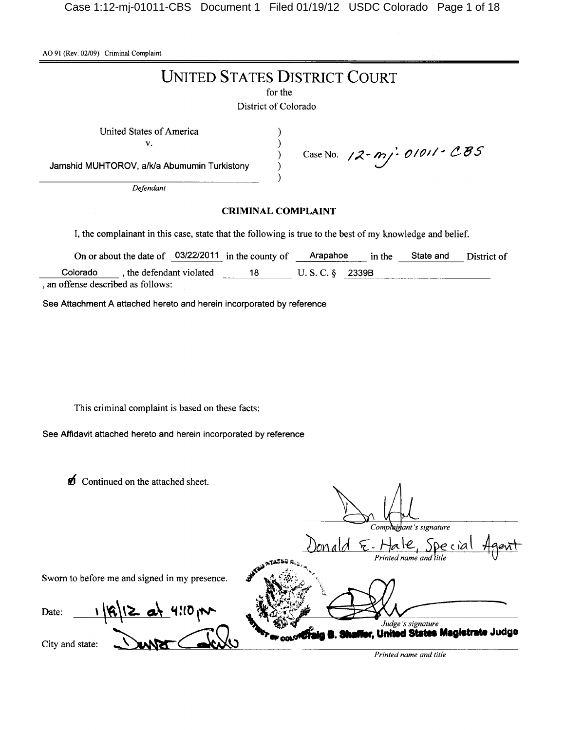AO 91 (Rev. 02/09) Criminal Complaint

# UNITED STATES DISTRICT COURT

for the

District of Colorado

United States of America
v.
Jamshid MUHTOROV, a/k/a Abumumin Turkistony
*Defendant*

Case No. 12-mj-01011-CBS

## CRIMINAL COMPLAINT

I, the complainant in this case, state that the following is true to the best of my knowledge and belief.

On or about the date of 03/22/2011 in the county of Arapahoe in the State and District of Colorado, the defendant violated 18 U. S. C. § 2339B, an offense described as follows:

See Attachment A attached hereto and herein incorporated by reference

This criminal complaint is based on these facts:

See Affidavit attached hereto and herein incorporated by reference

☑ Continued on the attached sheet.

*Complainant's signature*

Donald E. Hale, Special Agent
*Printed name and title*

Sworn to before me and signed in my presence.

Date: 1/19/12 at 4:10 pm

*Judge's signature*

City and state: Denver Colorado

Craig B. Shaffer, United States Magistrate Judge
*Printed name and title*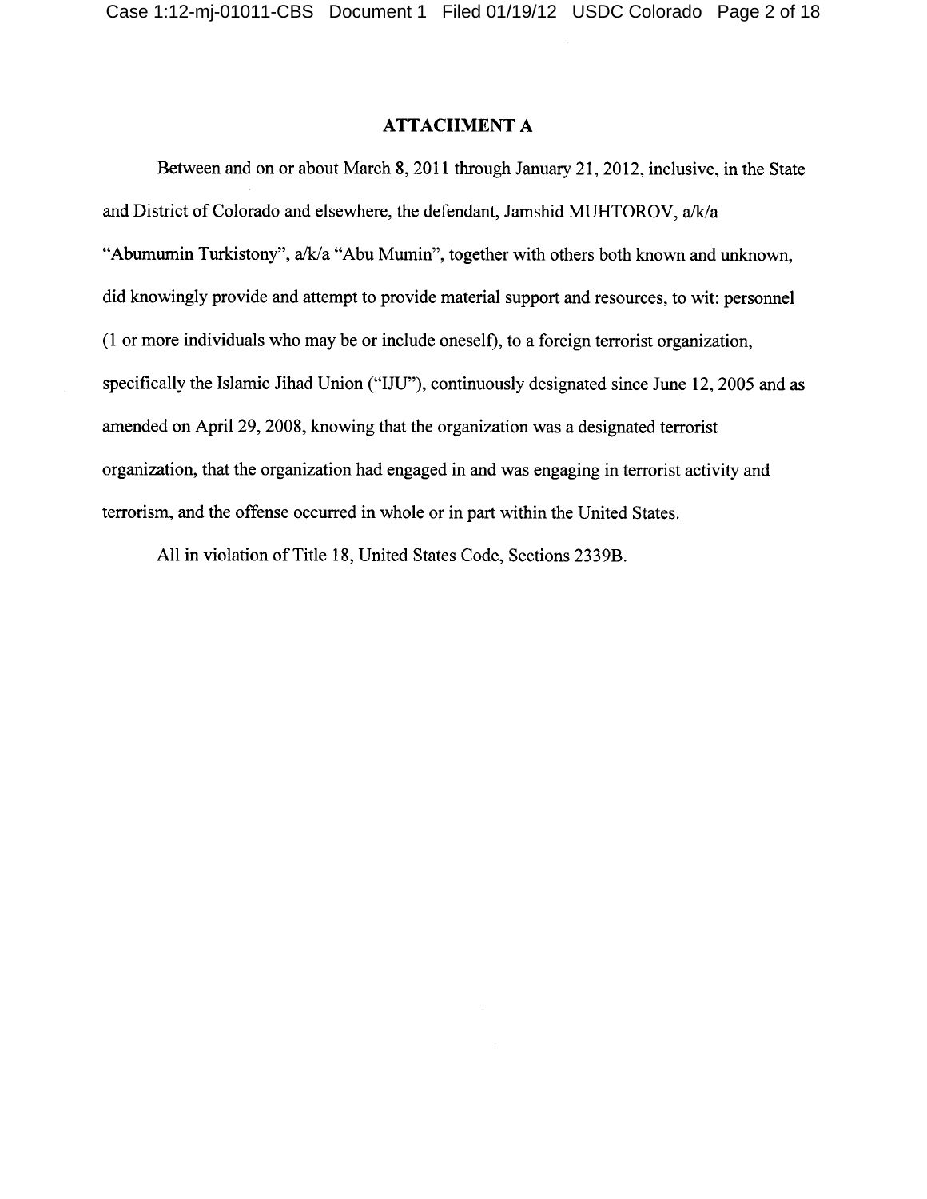# ATTACHMENT A

Between and on or about March 8, 2011 through January 21, 2012, inclusive, in the State and District of Colorado and elsewhere, the defendant, Jamshid MUHTOROV, a/k/a "Abumumin Turkistony", a/k/a "Abu Mumin", together with others both known and unknown, did knowingly provide and attempt to provide material support and resources, to wit: personnel (1 or more individuals who may be or include oneself), to a foreign terrorist organization, specifically the Islamic Jihad Union ("IJU"), continuously designated since June 12, 2005 and as amended on April 29, 2008, knowing that the organization was a designated terrorist organization, that the organization had engaged in and was engaging in terrorist activity and terrorism, and the offense occurred in whole or in part within the United States.

All in violation of Title 18, United States Code, Sections 2339B.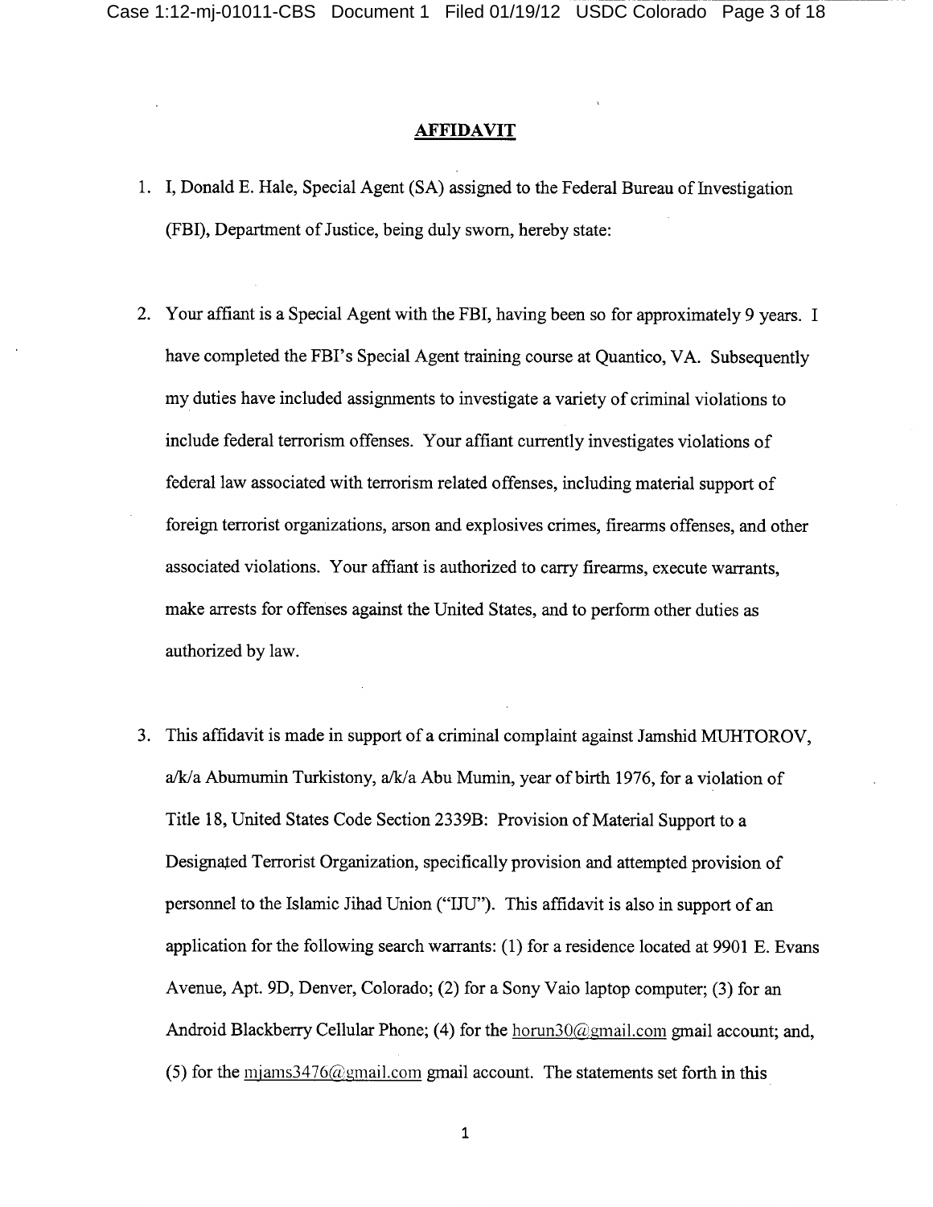## AFFIDAVIT

1. I, Donald E. Hale, Special Agent (SA) assigned to the Federal Bureau of Investigation (FBI), Department of Justice, being duly sworn, hereby state:

2. Your affiant is a Special Agent with the FBI, having been so for approximately 9 years. I have completed the FBI's Special Agent training course at Quantico, VA. Subsequently my duties have included assignments to investigate a variety of criminal violations to include federal terrorism offenses. Your affiant currently investigates violations of federal law associated with terrorism related offenses, including material support of foreign terrorist organizations, arson and explosives crimes, firearms offenses, and other associated violations. Your affiant is authorized to carry firearms, execute warrants, make arrests for offenses against the United States, and to perform other duties as authorized by law.

3. This affidavit is made in support of a criminal complaint against Jamshid MUHTOROV, a/k/a Abumumin Turkistony, a/k/a Abu Mumin, year of birth 1976, for a violation of Title 18, United States Code Section 2339B: Provision of Material Support to a Designated Terrorist Organization, specifically provision and attempted provision of personnel to the Islamic Jihad Union ("IJU"). This affidavit is also in support of an application for the following search warrants: (1) for a residence located at 9901 E. Evans Avenue, Apt. 9D, Denver, Colorado; (2) for a Sony Vaio laptop computer; (3) for an Android Blackberry Cellular Phone; (4) for the horun30@gmail.com gmail account; and, (5) for the mjams3476@gmail.com gmail account. The statements set forth in this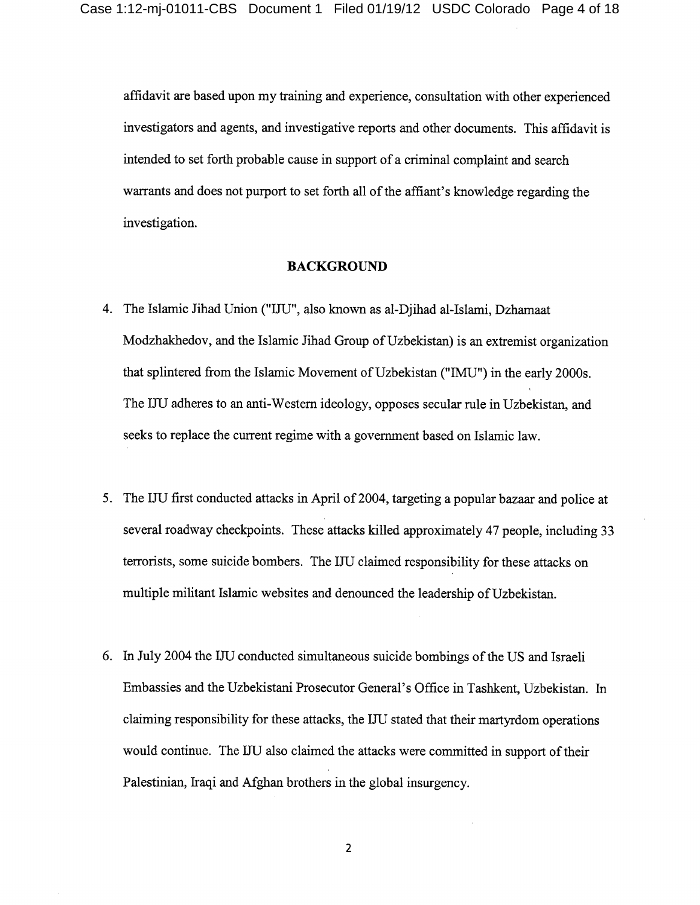affidavit are based upon my training and experience, consultation with other experienced investigators and agents, and investigative reports and other documents. This affidavit is intended to set forth probable cause in support of a criminal complaint and search warrants and does not purport to set forth all of the affiant's knowledge regarding the investigation.

## BACKGROUND

4. The Islamic Jihad Union ("IJU", also known as al-Djihad al-Islami, Dzhamaat Modzhakhedov, and the Islamic Jihad Group of Uzbekistan) is an extremist organization that splintered from the Islamic Movement of Uzbekistan ("IMU") in the early 2000s. The IJU adheres to an anti-Western ideology, opposes secular rule in Uzbekistan, and seeks to replace the current regime with a government based on Islamic law.

5. The IJU first conducted attacks in April of 2004, targeting a popular bazaar and police at several roadway checkpoints. These attacks killed approximately 47 people, including 33 terrorists, some suicide bombers. The IJU claimed responsibility for these attacks on multiple militant Islamic websites and denounced the leadership of Uzbekistan.

6. In July 2004 the IJU conducted simultaneous suicide bombings of the US and Israeli Embassies and the Uzbekistani Prosecutor General's Office in Tashkent, Uzbekistan. In claiming responsibility for these attacks, the IJU stated that their martyrdom operations would continue. The IJU also claimed the attacks were committed in support of their Palestinian, Iraqi and Afghan brothers in the global insurgency.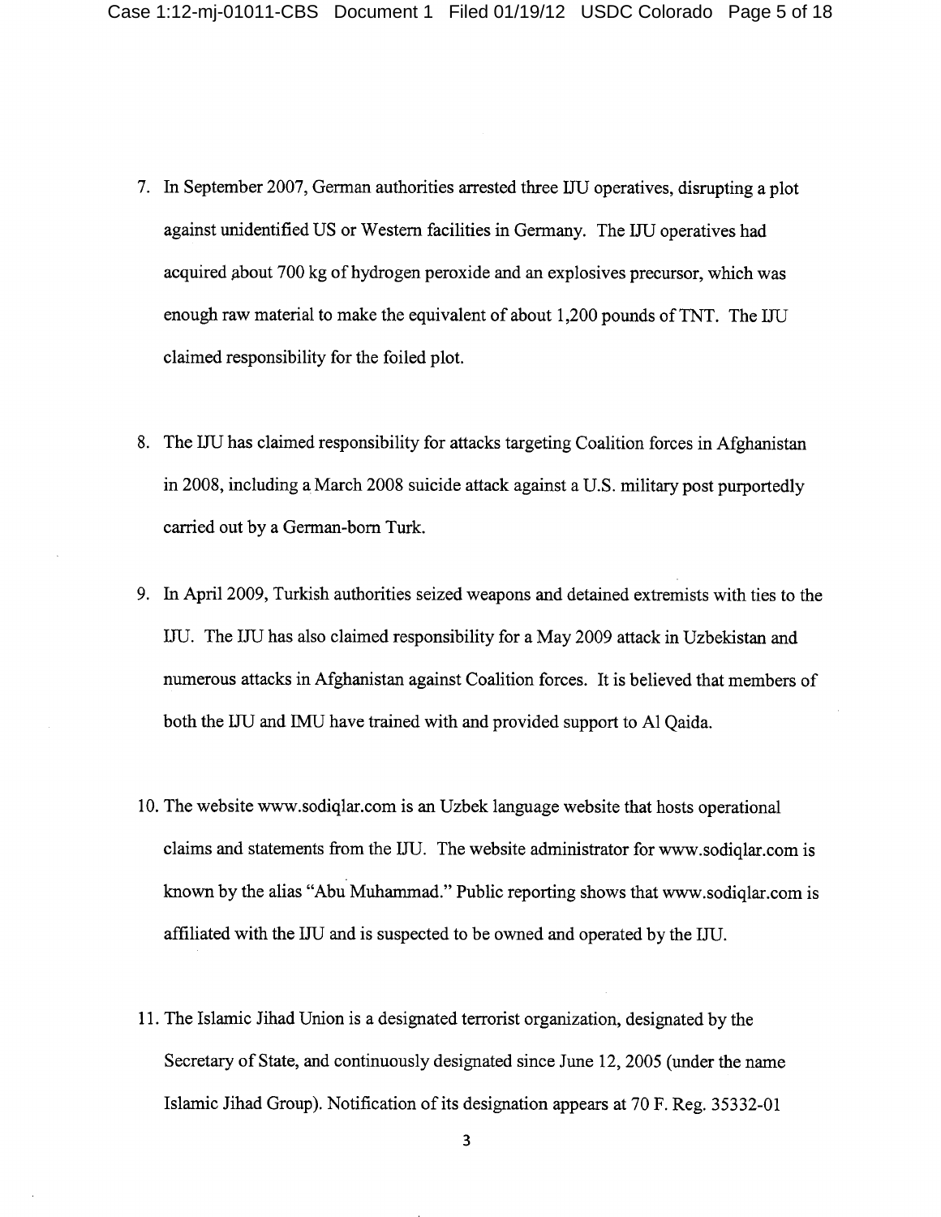7. In September 2007, German authorities arrested three IJU operatives, disrupting a plot against unidentified US or Western facilities in Germany. The IJU operatives had acquired about 700 kg of hydrogen peroxide and an explosives precursor, which was enough raw material to make the equivalent of about 1,200 pounds of TNT. The IJU claimed responsibility for the foiled plot.

8. The IJU has claimed responsibility for attacks targeting Coalition forces in Afghanistan in 2008, including a March 2008 suicide attack against a U.S. military post purportedly carried out by a German-born Turk.

9. In April 2009, Turkish authorities seized weapons and detained extremists with ties to the IJU. The IJU has also claimed responsibility for a May 2009 attack in Uzbekistan and numerous attacks in Afghanistan against Coalition forces. It is believed that members of both the IJU and IMU have trained with and provided support to Al Qaida.

10. The website www.sodiqlar.com is an Uzbek language website that hosts operational claims and statements from the IJU. The website administrator for www.sodiqlar.com is known by the alias "Abu Muhammad." Public reporting shows that www.sodiqlar.com is affiliated with the IJU and is suspected to be owned and operated by the IJU.

11. The Islamic Jihad Union is a designated terrorist organization, designated by the Secretary of State, and continuously designated since June 12, 2005 (under the name Islamic Jihad Group). Notification of its designation appears at 70 F. Reg. 35332-01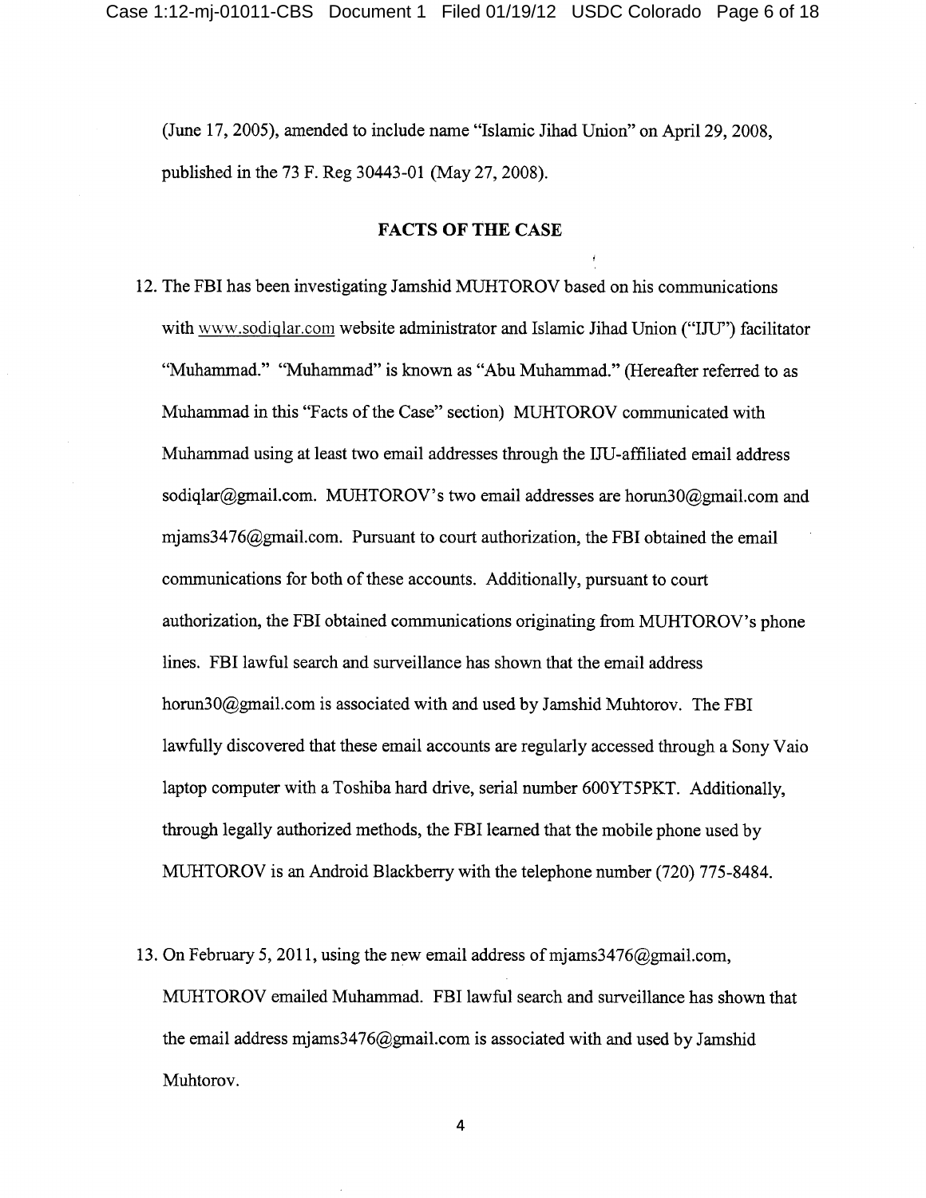(June 17, 2005), amended to include name "Islamic Jihad Union" on April 29, 2008, published in the 73 F. Reg 30443-01 (May 27, 2008).

## FACTS OF THE CASE

12. The FBI has been investigating Jamshid MUHTOROV based on his communications with www.sodiqlar.com website administrator and Islamic Jihad Union ("IJU") facilitator "Muhammad." "Muhammad" is known as "Abu Muhammad." (Hereafter referred to as Muhammad in this "Facts of the Case" section) MUHTOROV communicated with Muhammad using at least two email addresses through the IJU-affiliated email address sodiqlar@gmail.com. MUHTOROV's two email addresses are horun30@gmail.com and mjams3476@gmail.com. Pursuant to court authorization, the FBI obtained the email communications for both of these accounts. Additionally, pursuant to court authorization, the FBI obtained communications originating from MUHTOROV's phone lines. FBI lawful search and surveillance has shown that the email address horun30@gmail.com is associated with and used by Jamshid Muhtorov. The FBI lawfully discovered that these email accounts are regularly accessed through a Sony Vaio laptop computer with a Toshiba hard drive, serial number 600YT5PKT. Additionally, through legally authorized methods, the FBI learned that the mobile phone used by MUHTOROV is an Android Blackberry with the telephone number (720) 775-8484.

13. On February 5, 2011, using the new email address of mjams3476@gmail.com, MUHTOROV emailed Muhammad. FBI lawful search and surveillance has shown that the email address mjams3476@gmail.com is associated with and used by Jamshid Muhtorov.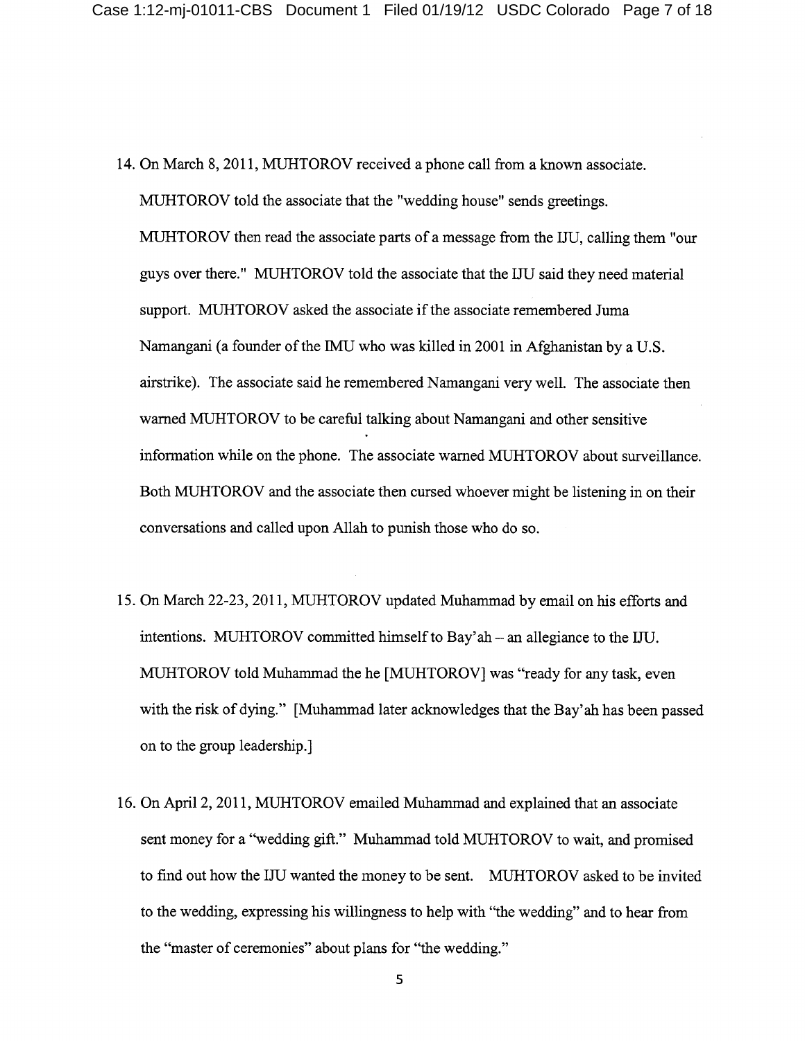14. On March 8, 2011, MUHTOROV received a phone call from a known associate. MUHTOROV told the associate that the "wedding house" sends greetings. MUHTOROV then read the associate parts of a message from the IJU, calling them "our guys over there." MUHTOROV told the associate that the IJU said they need material support. MUHTOROV asked the associate if the associate remembered Juma Namangani (a founder of the IMU who was killed in 2001 in Afghanistan by a U.S. airstrike). The associate said he remembered Namangani very well. The associate then warned MUHTOROV to be careful talking about Namangani and other sensitive information while on the phone. The associate warned MUHTOROV about surveillance. Both MUHTOROV and the associate then cursed whoever might be listening in on their conversations and called upon Allah to punish those who do so.

15. On March 22-23, 2011, MUHTOROV updated Muhammad by email on his efforts and intentions. MUHTOROV committed himself to Bay'ah – an allegiance to the IJU. MUHTOROV told Muhammad the he [MUHTOROV] was "ready for any task, even with the risk of dying." [Muhammad later acknowledges that the Bay'ah has been passed on to the group leadership.]

16. On April 2, 2011, MUHTOROV emailed Muhammad and explained that an associate sent money for a "wedding gift." Muhammad told MUHTOROV to wait, and promised to find out how the IJU wanted the money to be sent. MUHTOROV asked to be invited to the wedding, expressing his willingness to help with "the wedding" and to hear from the "master of ceremonies" about plans for "the wedding."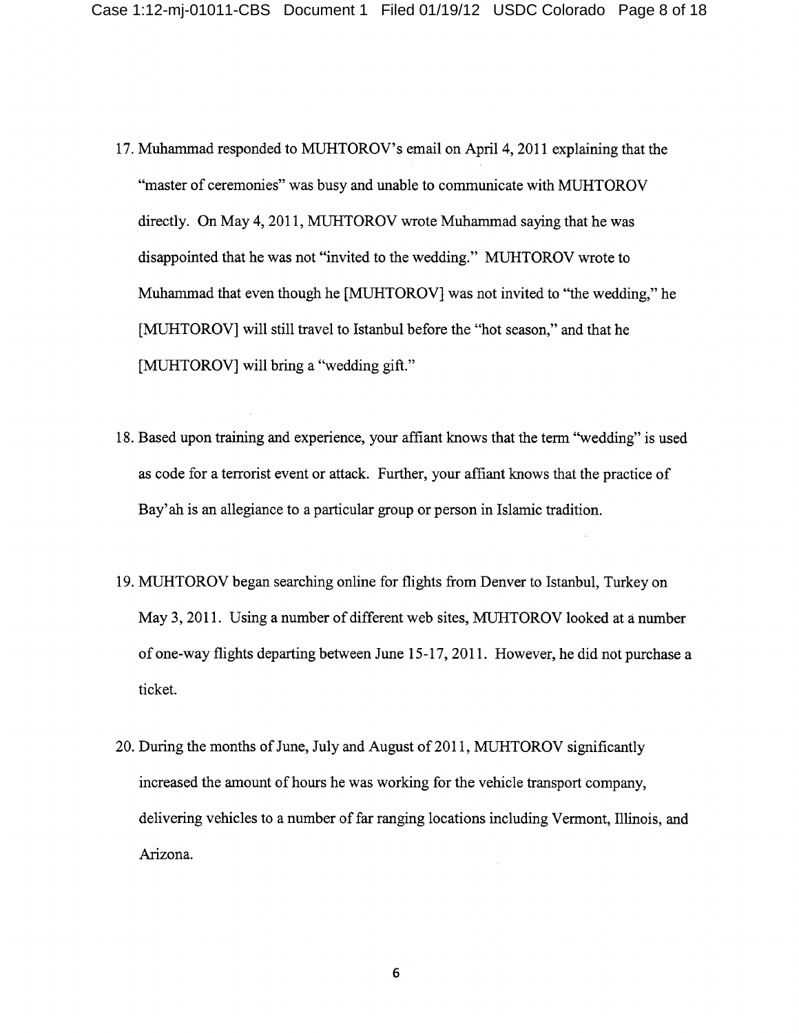17. Muhammad responded to MUHTOROV's email on April 4, 2011 explaining that the "master of ceremonies" was busy and unable to communicate with MUHTOROV directly. On May 4, 2011, MUHTOROV wrote Muhammad saying that he was disappointed that he was not "invited to the wedding." MUHTOROV wrote to Muhammad that even though he [MUHTOROV] was not invited to "the wedding," he [MUHTOROV] will still travel to Istanbul before the "hot season," and that he [MUHTOROV] will bring a "wedding gift."

18. Based upon training and experience, your affiant knows that the term "wedding" is used as code for a terrorist event or attack. Further, your affiant knows that the practice of Bay'ah is an allegiance to a particular group or person in Islamic tradition.

19. MUHTOROV began searching online for flights from Denver to Istanbul, Turkey on May 3, 2011. Using a number of different web sites, MUHTOROV looked at a number of one-way flights departing between June 15-17, 2011. However, he did not purchase a ticket.

20. During the months of June, July and August of 2011, MUHTOROV significantly increased the amount of hours he was working for the vehicle transport company, delivering vehicles to a number of far ranging locations including Vermont, Illinois, and Arizona.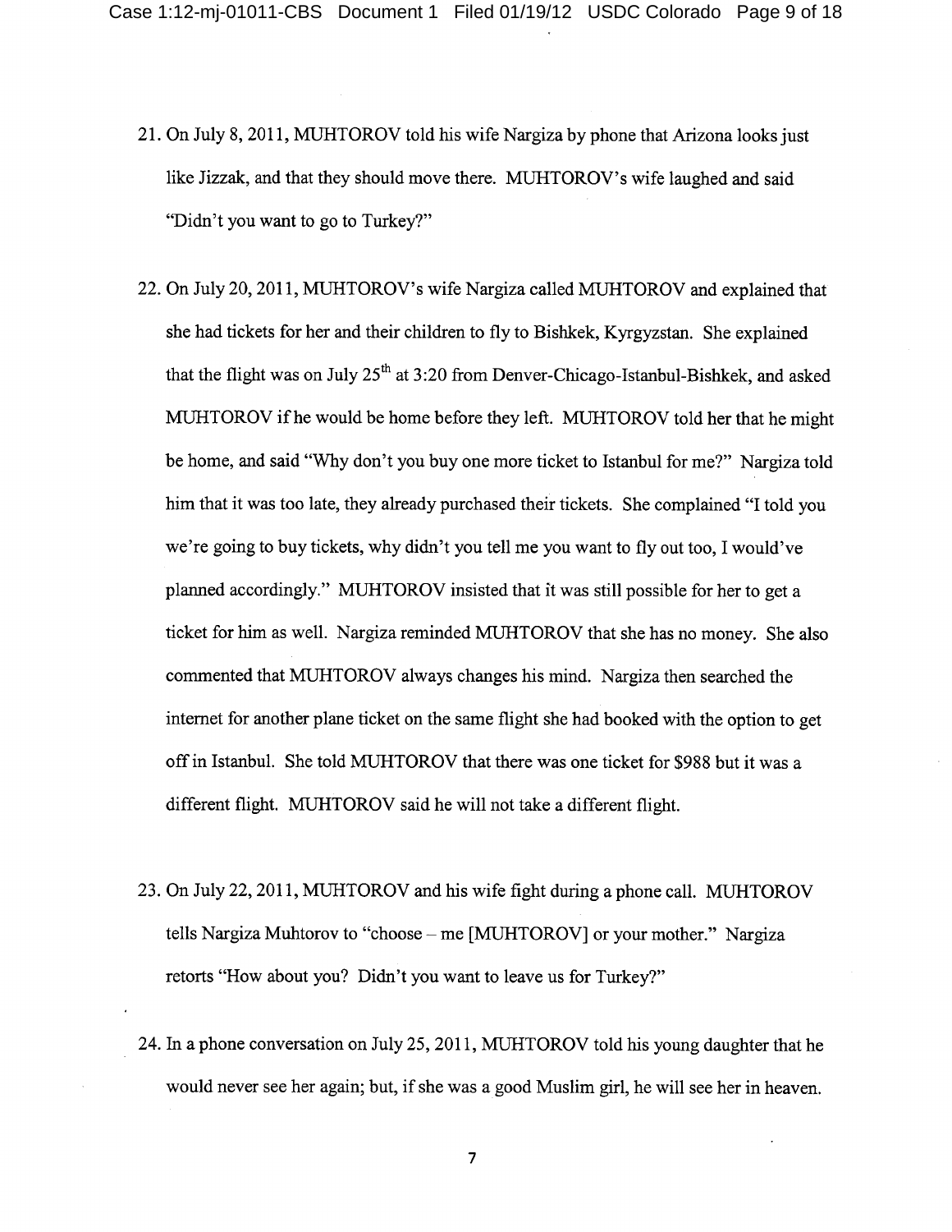21. On July 8, 2011, MUHTOROV told his wife Nargiza by phone that Arizona looks just like Jizzak, and that they should move there. MUHTOROV's wife laughed and said "Didn't you want to go to Turkey?"

22. On July 20, 2011, MUHTOROV's wife Nargiza called MUHTOROV and explained that she had tickets for her and their children to fly to Bishkek, Kyrgyzstan. She explained that the flight was on July 25th at 3:20 from Denver-Chicago-Istanbul-Bishkek, and asked MUHTOROV if he would be home before they left. MUHTOROV told her that he might be home, and said "Why don't you buy one more ticket to Istanbul for me?" Nargiza told him that it was too late, they already purchased their tickets. She complained "I told you we're going to buy tickets, why didn't you tell me you want to fly out too, I would've planned accordingly." MUHTOROV insisted that it was still possible for her to get a ticket for him as well. Nargiza reminded MUHTOROV that she has no money. She also commented that MUHTOROV always changes his mind. Nargiza then searched the internet for another plane ticket on the same flight she had booked with the option to get off in Istanbul. She told MUHTOROV that there was one ticket for $988 but it was a different flight. MUHTOROV said he will not take a different flight.

23. On July 22, 2011, MUHTOROV and his wife fight during a phone call. MUHTOROV tells Nargiza Muhtorov to "choose – me [MUHTOROV] or your mother." Nargiza retorts "How about you? Didn't you want to leave us for Turkey?"

24. In a phone conversation on July 25, 2011, MUHTOROV told his young daughter that he would never see her again; but, if she was a good Muslim girl, he will see her in heaven.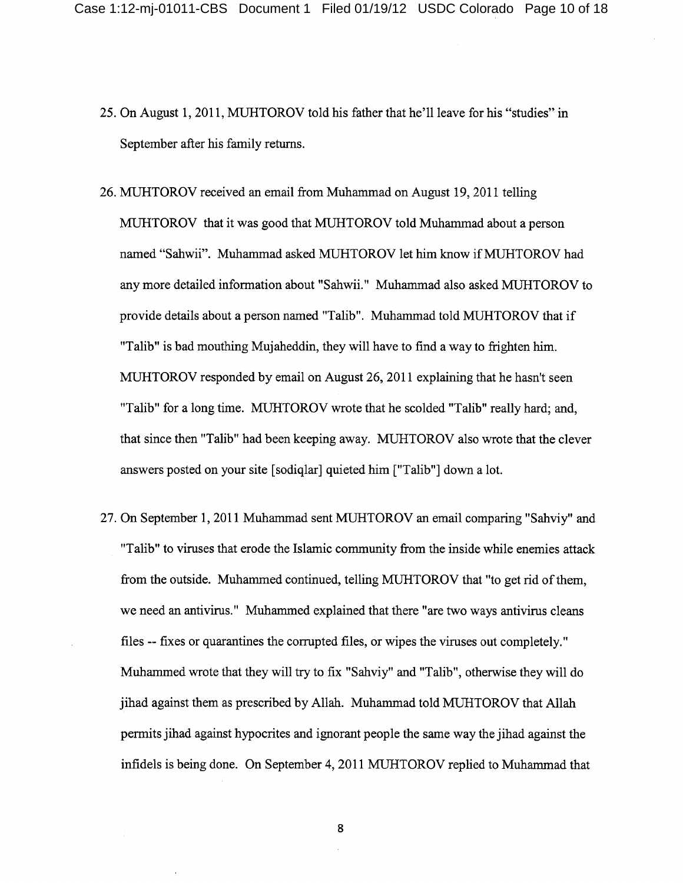25. On August 1, 2011, MUHTOROV told his father that he'll leave for his "studies" in September after his family returns.

26. MUHTOROV received an email from Muhammad on August 19, 2011 telling MUHTOROV that it was good that MUHTOROV told Muhammad about a person named "Sahwii". Muhammad asked MUHTOROV let him know if MUHTOROV had any more detailed information about "Sahwii." Muhammad also asked MUHTOROV to provide details about a person named "Talib". Muhammad told MUHTOROV that if "Talib" is bad mouthing Mujaheddin, they will have to find a way to frighten him. MUHTOROV responded by email on August 26, 2011 explaining that he hasn't seen "Talib" for a long time. MUHTOROV wrote that he scolded "Talib" really hard; and, that since then "Talib" had been keeping away. MUHTOROV also wrote that the clever answers posted on your site [sodiqlar] quieted him ["Talib"] down a lot.

27. On September 1, 2011 Muhammad sent MUHTOROV an email comparing "Sahviy" and "Talib" to viruses that erode the Islamic community from the inside while enemies attack from the outside. Muhammed continued, telling MUHTOROV that "to get rid of them, we need an antivirus." Muhammed explained that there "are two ways antivirus cleans files -- fixes or quarantines the corrupted files, or wipes the viruses out completely." Muhammed wrote that they will try to fix "Sahviy" and "Talib", otherwise they will do jihad against them as prescribed by Allah. Muhammad told MUHTOROV that Allah permits jihad against hypocrites and ignorant people the same way the jihad against the infidels is being done. On September 4, 2011 MUHTOROV replied to Muhammad that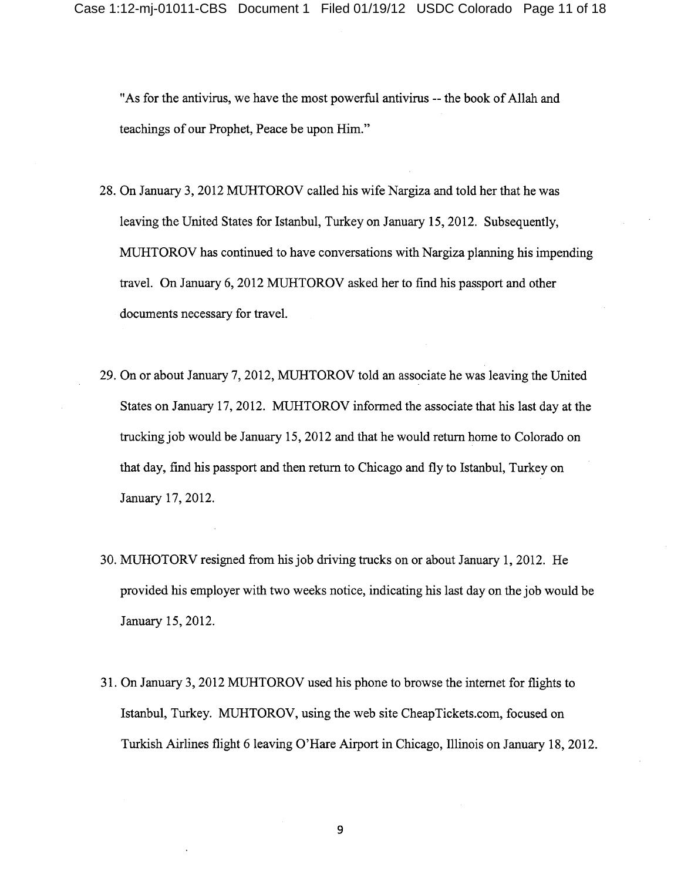"As for the antivirus, we have the most powerful antivirus -- the book of Allah and teachings of our Prophet, Peace be upon Him."

28. On January 3, 2012 MUHTOROV called his wife Nargiza and told her that he was leaving the United States for Istanbul, Turkey on January 15, 2012. Subsequently, MUHTOROV has continued to have conversations with Nargiza planning his impending travel. On January 6, 2012 MUHTOROV asked her to find his passport and other documents necessary for travel.

29. On or about January 7, 2012, MUHTOROV told an associate he was leaving the United States on January 17, 2012. MUHTOROV informed the associate that his last day at the trucking job would be January 15, 2012 and that he would return home to Colorado on that day, find his passport and then return to Chicago and fly to Istanbul, Turkey on January 17, 2012.

30. MUHOTORV resigned from his job driving trucks on or about January 1, 2012. He provided his employer with two weeks notice, indicating his last day on the job would be January 15, 2012.

31. On January 3, 2012 MUHTOROV used his phone to browse the internet for flights to Istanbul, Turkey. MUHTOROV, using the web site CheapTickets.com, focused on Turkish Airlines flight 6 leaving O'Hare Airport in Chicago, Illinois on January 18, 2012.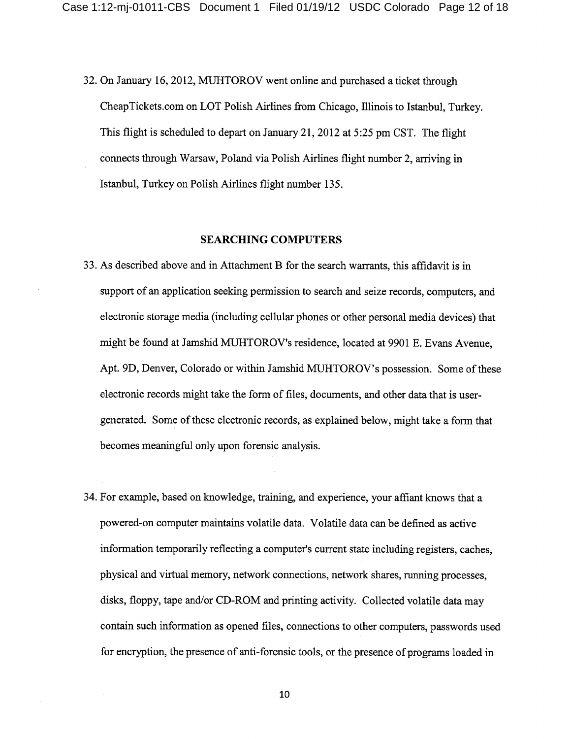32. On January 16, 2012, MUHTOROV went online and purchased a ticket through CheapTickets.com on LOT Polish Airlines from Chicago, Illinois to Istanbul, Turkey. This flight is scheduled to depart on January 21, 2012 at 5:25 pm CST. The flight connects through Warsaw, Poland via Polish Airlines flight number 2, arriving in Istanbul, Turkey on Polish Airlines flight number 135.

## SEARCHING COMPUTERS

33. As described above and in Attachment B for the search warrants, this affidavit is in support of an application seeking permission to search and seize records, computers, and electronic storage media (including cellular phones or other personal media devices) that might be found at Jamshid MUHTOROV's residence, located at 9901 E. Evans Avenue, Apt. 9D, Denver, Colorado or within Jamshid MUHTOROV's possession. Some of these electronic records might take the form of files, documents, and other data that is user-generated. Some of these electronic records, as explained below, might take a form that becomes meaningful only upon forensic analysis.

34. For example, based on knowledge, training, and experience, your affiant knows that a powered-on computer maintains volatile data. Volatile data can be defined as active information temporarily reflecting a computer's current state including registers, caches, physical and virtual memory, network connections, network shares, running processes, disks, floppy, tape and/or CD-ROM and printing activity. Collected volatile data may contain such information as opened files, connections to other computers, passwords used for encryption, the presence of anti-forensic tools, or the presence of programs loaded in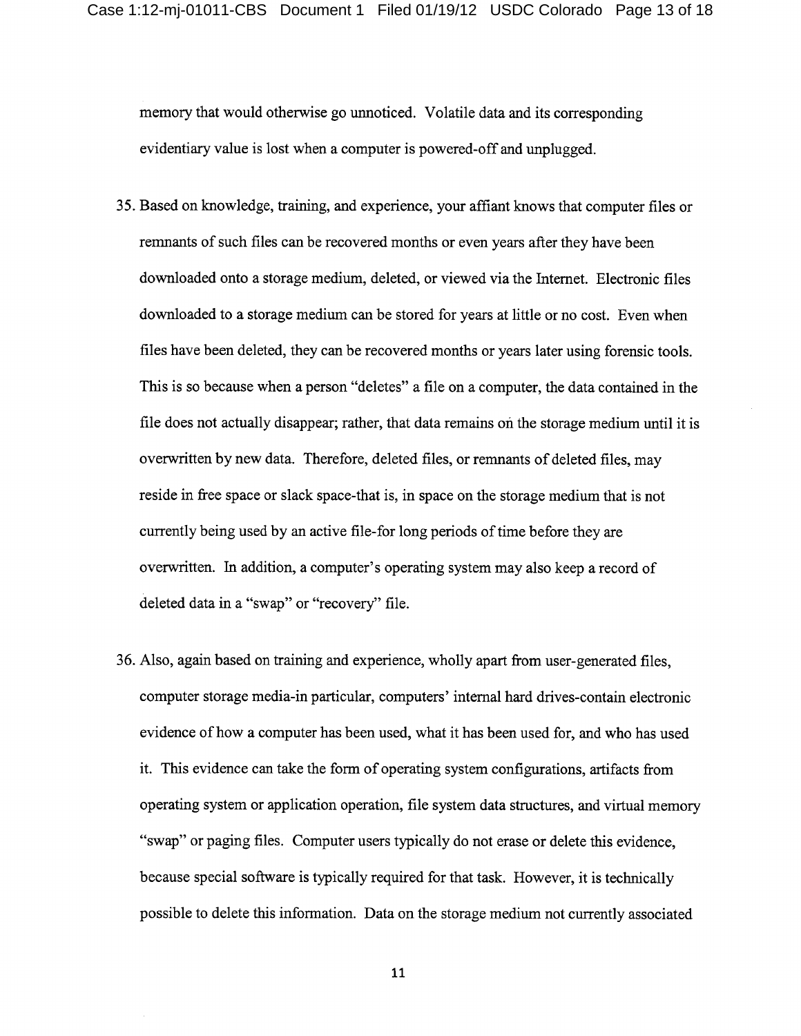memory that would otherwise go unnoticed. Volatile data and its corresponding evidentiary value is lost when a computer is powered-off and unplugged.

35. Based on knowledge, training, and experience, your affiant knows that computer files or remnants of such files can be recovered months or even years after they have been downloaded onto a storage medium, deleted, or viewed via the Internet. Electronic files downloaded to a storage medium can be stored for years at little or no cost. Even when files have been deleted, they can be recovered months or years later using forensic tools. This is so because when a person "deletes" a file on a computer, the data contained in the file does not actually disappear; rather, that data remains on the storage medium until it is overwritten by new data. Therefore, deleted files, or remnants of deleted files, may reside in free space or slack space-that is, in space on the storage medium that is not currently being used by an active file-for long periods of time before they are overwritten. In addition, a computer's operating system may also keep a record of deleted data in a "swap" or "recovery" file.

36. Also, again based on training and experience, wholly apart from user-generated files, computer storage media-in particular, computers' internal hard drives-contain electronic evidence of how a computer has been used, what it has been used for, and who has used it. This evidence can take the form of operating system configurations, artifacts from operating system or application operation, file system data structures, and virtual memory "swap" or paging files. Computer users typically do not erase or delete this evidence, because special software is typically required for that task. However, it is technically possible to delete this information. Data on the storage medium not currently associated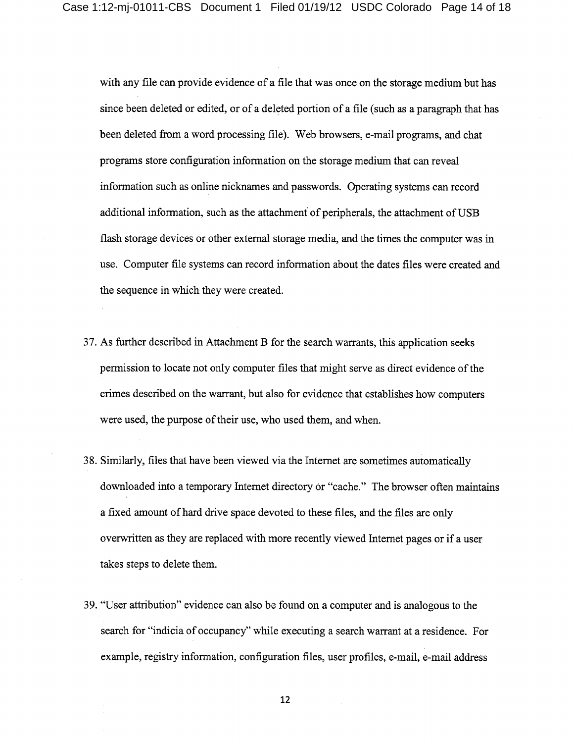with any file can provide evidence of a file that was once on the storage medium but has since been deleted or edited, or of a deleted portion of a file (such as a paragraph that has been deleted from a word processing file). Web browsers, e-mail programs, and chat programs store configuration information on the storage medium that can reveal information such as online nicknames and passwords. Operating systems can record additional information, such as the attachment of peripherals, the attachment of USB flash storage devices or other external storage media, and the times the computer was in use. Computer file systems can record information about the dates files were created and the sequence in which they were created.

37. As further described in Attachment B for the search warrants, this application seeks permission to locate not only computer files that might serve as direct evidence of the crimes described on the warrant, but also for evidence that establishes how computers were used, the purpose of their use, who used them, and when.

38. Similarly, files that have been viewed via the Internet are sometimes automatically downloaded into a temporary Internet directory or "cache." The browser often maintains a fixed amount of hard drive space devoted to these files, and the files are only overwritten as they are replaced with more recently viewed Internet pages or if a user takes steps to delete them.

39. "User attribution" evidence can also be found on a computer and is analogous to the search for "indicia of occupancy" while executing a search warrant at a residence. For example, registry information, configuration files, user profiles, e-mail, e-mail address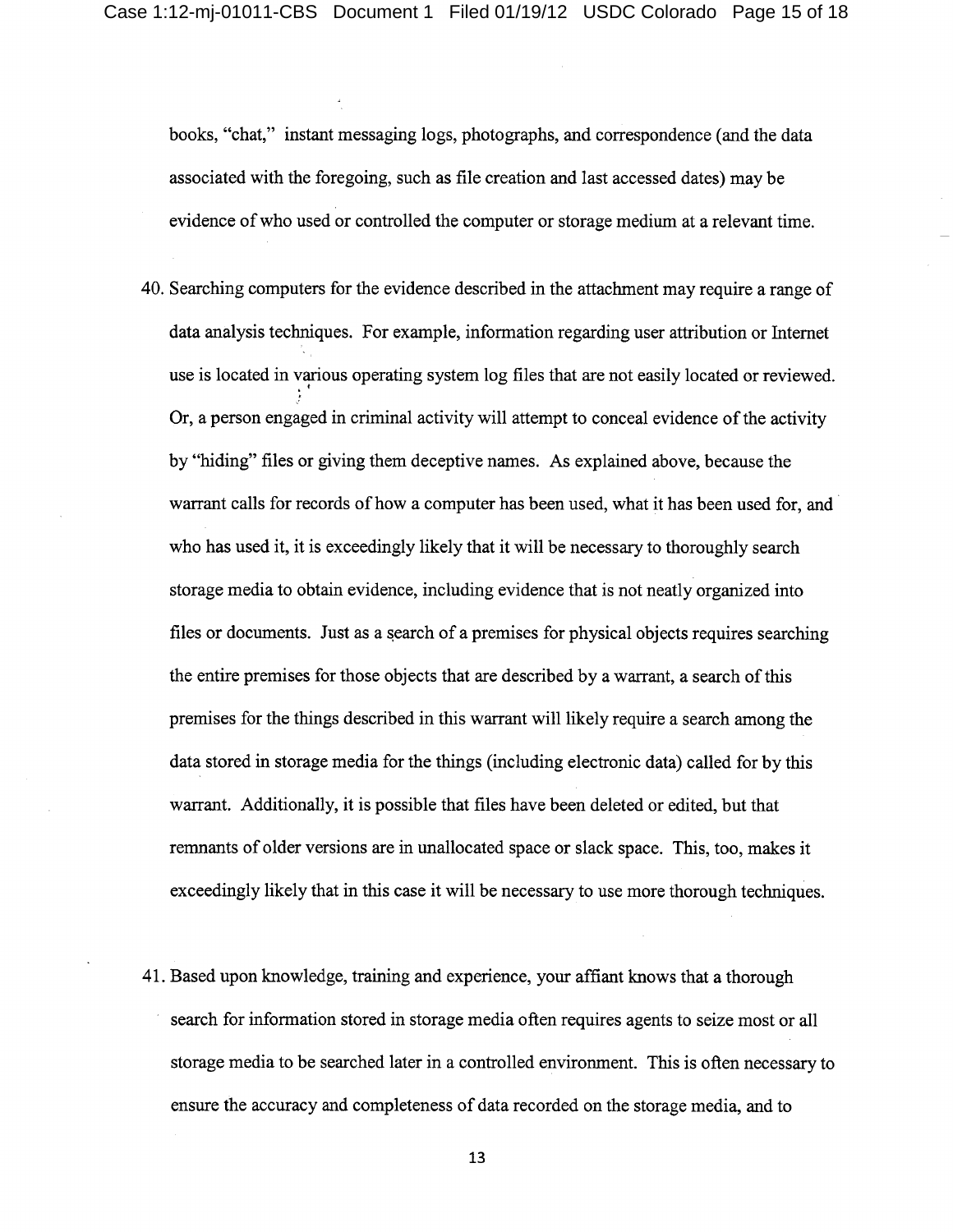books, "chat," instant messaging logs, photographs, and correspondence (and the data associated with the foregoing, such as file creation and last accessed dates) may be evidence of who used or controlled the computer or storage medium at a relevant time.

40. Searching computers for the evidence described in the attachment may require a range of data analysis techniques. For example, information regarding user attribution or Internet use is located in various operating system log files that are not easily located or reviewed. Or, a person engaged in criminal activity will attempt to conceal evidence of the activity by "hiding" files or giving them deceptive names. As explained above, because the warrant calls for records of how a computer has been used, what it has been used for, and who has used it, it is exceedingly likely that it will be necessary to thoroughly search storage media to obtain evidence, including evidence that is not neatly organized into files or documents. Just as a search of a premises for physical objects requires searching the entire premises for those objects that are described by a warrant, a search of this premises for the things described in this warrant will likely require a search among the data stored in storage media for the things (including electronic data) called for by this warrant. Additionally, it is possible that files have been deleted or edited, but that remnants of older versions are in unallocated space or slack space. This, too, makes it exceedingly likely that in this case it will be necessary to use more thorough techniques.

41. Based upon knowledge, training and experience, your affiant knows that a thorough search for information stored in storage media often requires agents to seize most or all storage media to be searched later in a controlled environment. This is often necessary to ensure the accuracy and completeness of data recorded on the storage media, and to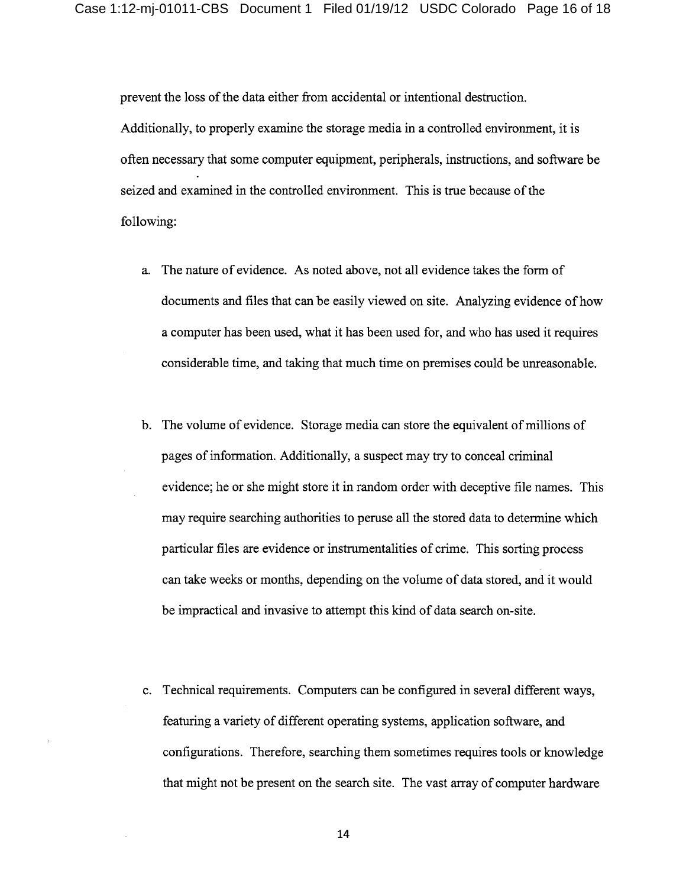prevent the loss of the data either from accidental or intentional destruction. Additionally, to properly examine the storage media in a controlled environment, it is often necessary that some computer equipment, peripherals, instructions, and software be seized and examined in the controlled environment. This is true because of the following:

a. The nature of evidence. As noted above, not all evidence takes the form of documents and files that can be easily viewed on site. Analyzing evidence of how a computer has been used, what it has been used for, and who has used it requires considerable time, and taking that much time on premises could be unreasonable.

b. The volume of evidence. Storage media can store the equivalent of millions of pages of information. Additionally, a suspect may try to conceal criminal evidence; he or she might store it in random order with deceptive file names. This may require searching authorities to peruse all the stored data to determine which particular files are evidence or instrumentalities of crime. This sorting process can take weeks or months, depending on the volume of data stored, and it would be impractical and invasive to attempt this kind of data search on-site.

c. Technical requirements. Computers can be configured in several different ways, featuring a variety of different operating systems, application software, and configurations. Therefore, searching them sometimes requires tools or knowledge that might not be present on the search site. The vast array of computer hardware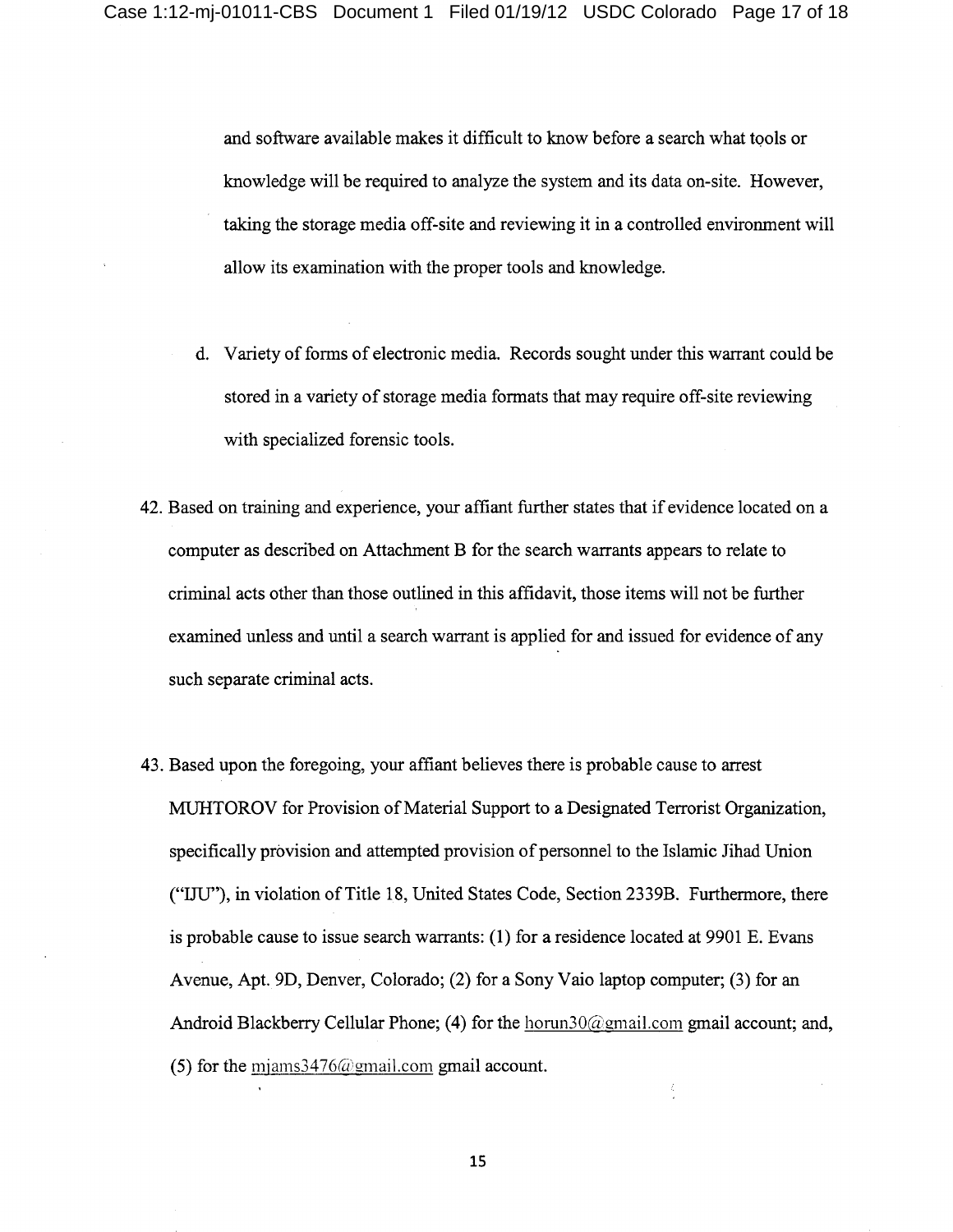and software available makes it difficult to know before a search what tools or knowledge will be required to analyze the system and its data on-site. However, taking the storage media off-site and reviewing it in a controlled environment will allow its examination with the proper tools and knowledge.

d. Variety of forms of electronic media. Records sought under this warrant could be stored in a variety of storage media formats that may require off-site reviewing with specialized forensic tools.

42. Based on training and experience, your affiant further states that if evidence located on a computer as described on Attachment B for the search warrants appears to relate to criminal acts other than those outlined in this affidavit, those items will not be further examined unless and until a search warrant is applied for and issued for evidence of any such separate criminal acts.

43. Based upon the foregoing, your affiant believes there is probable cause to arrest MUHTOROV for Provision of Material Support to a Designated Terrorist Organization, specifically provision and attempted provision of personnel to the Islamic Jihad Union ("IJU"), in violation of Title 18, United States Code, Section 2339B. Furthermore, there is probable cause to issue search warrants: (1) for a residence located at 9901 E. Evans Avenue, Apt. 9D, Denver, Colorado; (2) for a Sony Vaio laptop computer; (3) for an Android Blackberry Cellular Phone; (4) for the horun30@gmail.com gmail account; and, (5) for the mjams3476@gmail.com gmail account.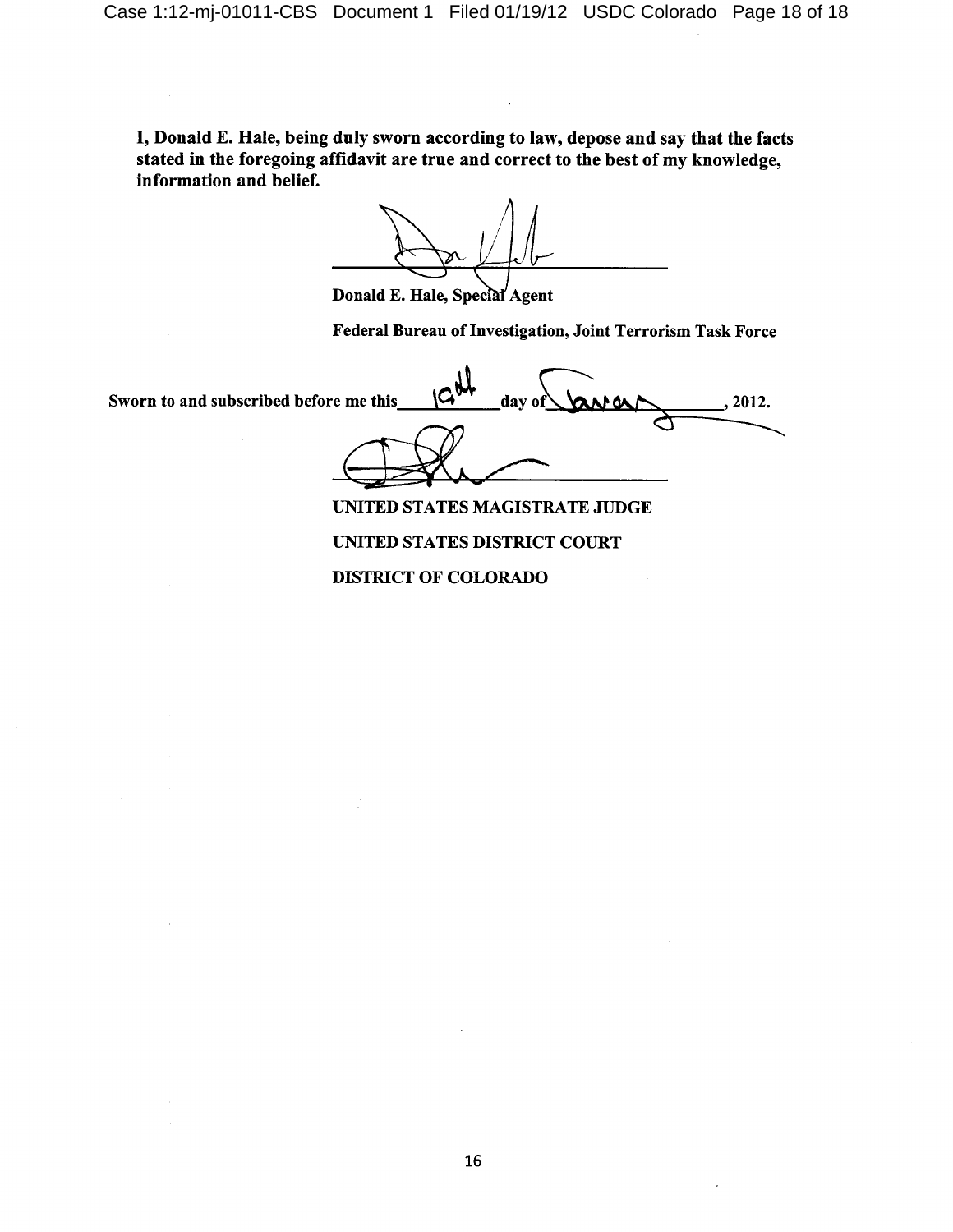**I, Donald E. Hale, being duly sworn according to law, depose and say that the facts stated in the foregoing affidavit are true and correct to the best of my knowledge, information and belief.**

______________________________

**Donald E. Hale, Special Agent**

**Federal Bureau of Investigation, Joint Terrorism Task Force**

**Sworn to and subscribed before me this** 19th **day of** January**, 2012.**

______________________________

**UNITED STATES MAGISTRATE JUDGE**

**UNITED STATES DISTRICT COURT**

**DISTRICT OF COLORADO**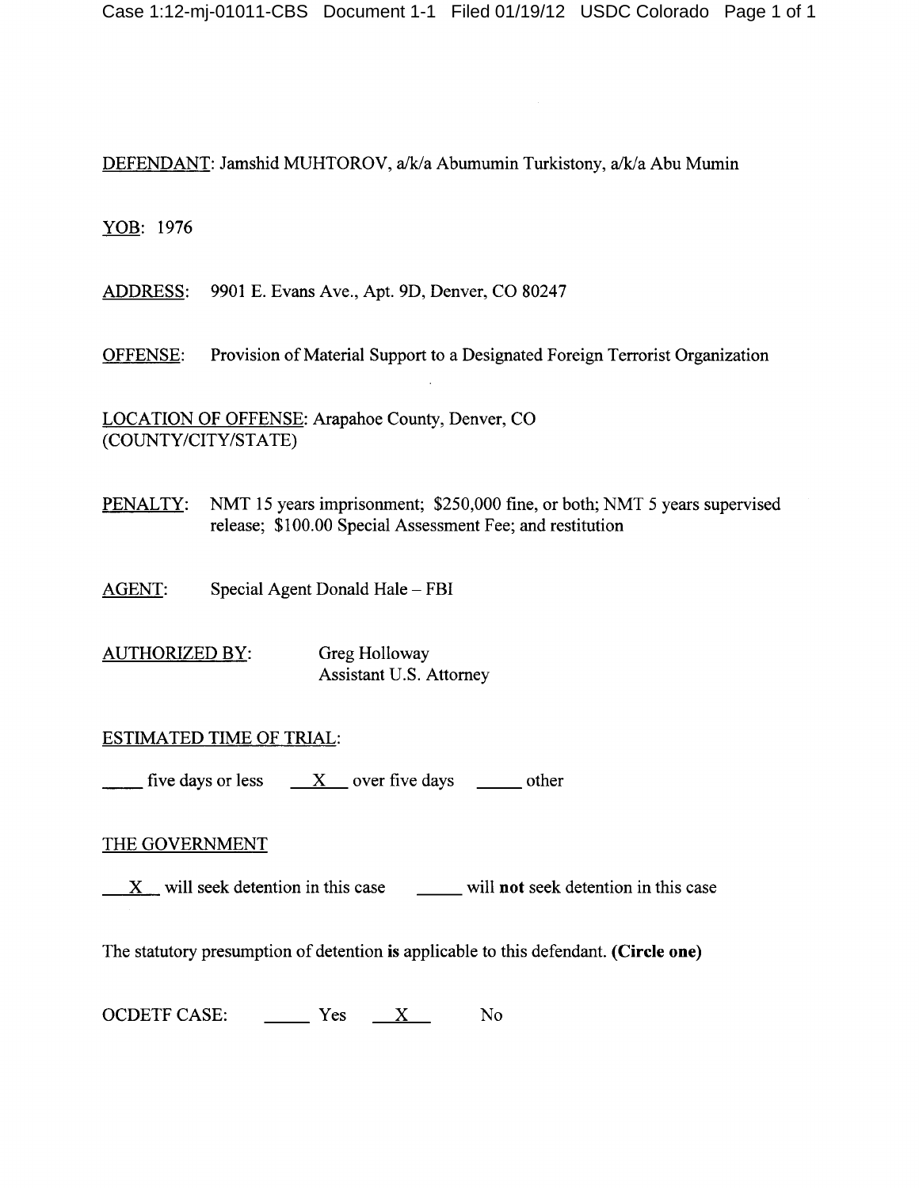<u>DEFENDANT</u>: Jamshid MUHTOROV, a/k/a Abumumin Turkistony, a/k/a Abu Mumin

<u>YOB</u>: 1976

<u>ADDRESS</u>: 9901 E. Evans Ave., Apt. 9D, Denver, CO 80247

<u>OFFENSE</u>: Provision of Material Support to a Designated Foreign Terrorist Organization

<u>LOCATION OF OFFENSE</u>: Arapahoe County, Denver, CO
(COUNTY/CITY/STATE)

<u>PENALTY</u>: NMT 15 years imprisonment; $250,000 fine, or both; NMT 5 years supervised release; $100.00 Special Assessment Fee; and restitution

<u>AGENT</u>: Special Agent Donald Hale – FBI

<u>AUTHORIZED BY</u>: Greg Holloway
Assistant U.S. Attorney

<u>ESTIMATED TIME OF TRIAL</u>:

_____ five days or less  __X__ over five days  _____ other

<u>THE GOVERNMENT</u>

__X__ will seek detention in this case  _____ will **not** seek detention in this case

The statutory presumption of detention **is** applicable to this defendant. **(Circle one)**

OCDETF CASE: _____ Yes __X__ No